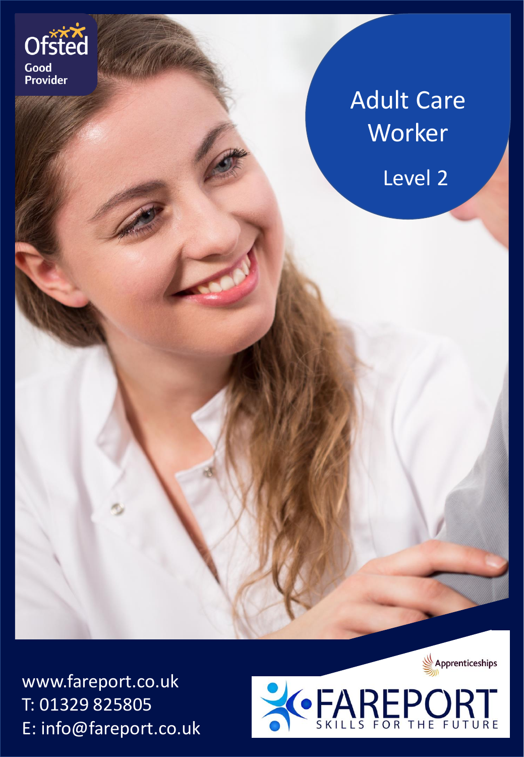Ofsted
Good
Provider

# Adult Care Worker

## Level 2

www.fareport.co.uk
T: 01329 825805
E: info@fareport.co.uk

Apprenticeships

FAREPORT
SKILLS FOR THE FUTURE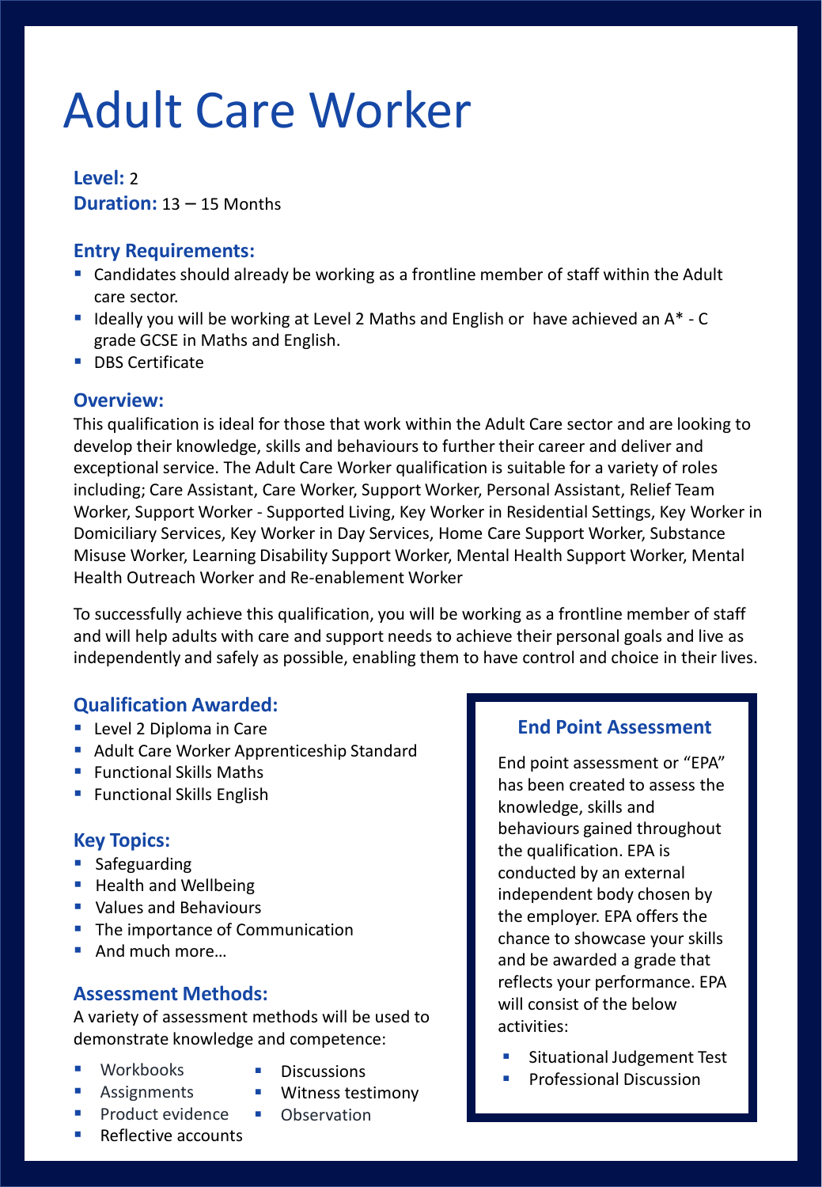# Adult Care Worker

**Level:** 2
**Duration:** 13 – 15 Months

### Entry Requirements:

- Candidates should already be working as a frontline member of staff within the Adult care sector.
- Ideally you will be working at Level 2 Maths and English or have achieved an A* - C grade GCSE in Maths and English.
- DBS Certificate

### Overview:

This qualification is ideal for those that work within the Adult Care sector and are looking to develop their knowledge, skills and behaviours to further their career and deliver and exceptional service. The Adult Care Worker qualification is suitable for a variety of roles including; Care Assistant, Care Worker, Support Worker, Personal Assistant, Relief Team Worker, Support Worker - Supported Living, Key Worker in Residential Settings, Key Worker in Domiciliary Services, Key Worker in Day Services, Home Care Support Worker, Substance Misuse Worker, Learning Disability Support Worker, Mental Health Support Worker, Mental Health Outreach Worker and Re-enablement Worker

To successfully achieve this qualification, you will be working as a frontline member of staff and will help adults with care and support needs to achieve their personal goals and live as independently and safely as possible, enabling them to have control and choice in their lives.

### Qualification Awarded:

- Level 2 Diploma in Care
- Adult Care Worker Apprenticeship Standard
- Functional Skills Maths
- Functional Skills English

### Key Topics:

- Safeguarding
- Health and Wellbeing
- Values and Behaviours
- The importance of Communication
- And much more…

### Assessment Methods:

A variety of assessment methods will be used to demonstrate knowledge and competence:

- Workbooks
- Assignments
- Product evidence
- Reflective accounts
- Discussions
- Witness testimony
- Observation

### End Point Assessment

End point assessment or "EPA" has been created to assess the knowledge, skills and behaviours gained throughout the qualification. EPA is conducted by an external independent body chosen by the employer. EPA offers the chance to showcase your skills and be awarded a grade that reflects your performance. EPA will consist of the below activities:

- Situational Judgement Test
- Professional Discussion